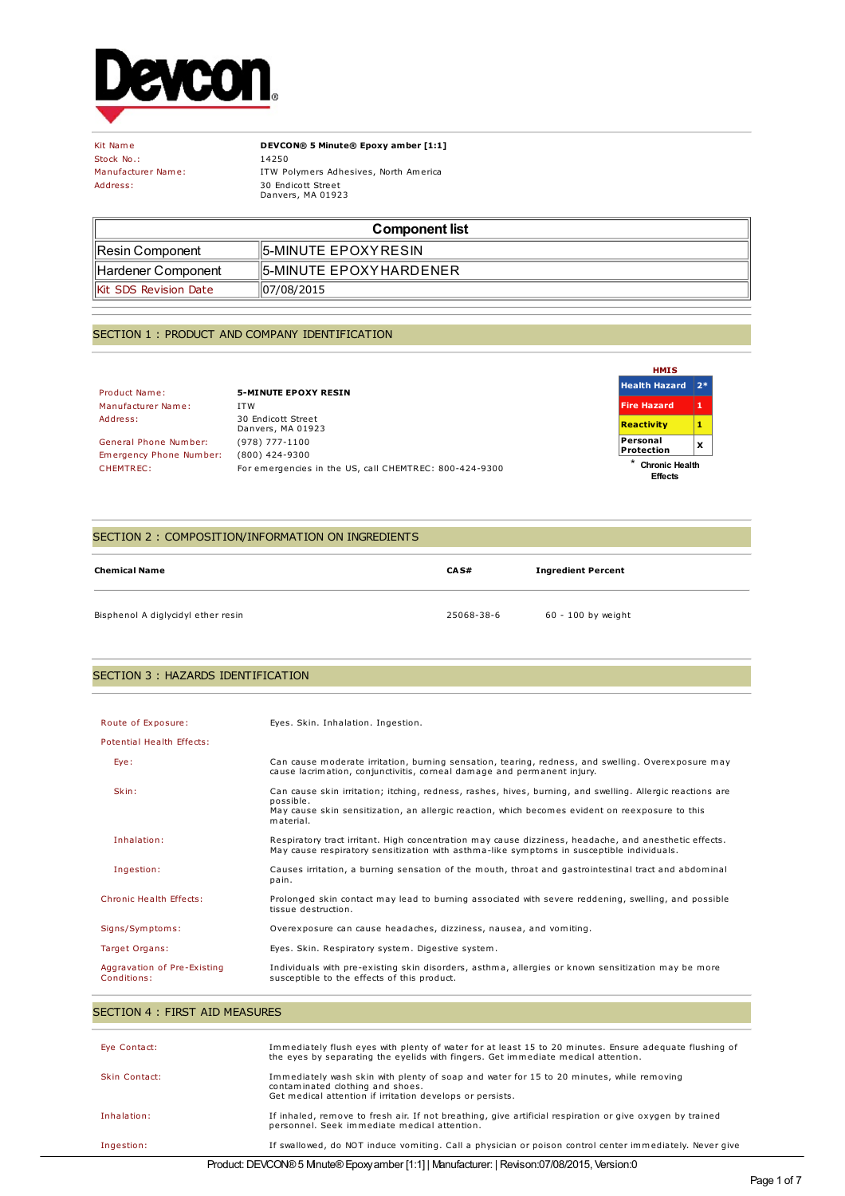Devcon®

| | |
|---|---|
| Kit Name | **DEVCON® 5 Minute® Epoxy amber [1:1]** |
| Stock No.: | 14250 |
| Manufacturer Name: | ITW Polymers Adhesives, North America |
| Address: | 30 Endicott Street<br>Danvers, MA 01923 |

| Component list | |
|---|---|
| Resin Component | 5-MINUTE EPOXYRESIN |
| Hardener Component | 5-MINUTE EPOXYHARDENER |
| Kit SDS Revision Date | 07/08/2015 |

## SECTION 1 : PRODUCT AND COMPANY IDENTIFICATION

| | |
|---|---|
| Product Name: | **5-MINUTE EPOXY RESIN** |
| Manufacturer Name: | ITW |
| Address: | 30 Endicott Street<br>Danvers, MA 01923 |
| General Phone Number: | (978) 777-1100 |
| Emergency Phone Number: | (800) 424-9300 |
| CHEMTREC: | For emergencies in the US, call CHEMTREC: 800-424-9300 |

**HMIS**

| | |
|---|---|
| Health Hazard | 2* |
| Fire Hazard | 1 |
| Reactivity | 1 |
| Personal Protection | X |

* Chronic Health Effects

## SECTION 2 : COMPOSITION/INFORMATION ON INGREDIENTS

| Chemical Name | CAS# | Ingredient Percent |
|---|---|---|
| Bisphenol A diglycidyl ether resin | 25068-38-6 | 60 - 100 by weight |

## SECTION 3 : HAZARDS IDENTIFICATION

| | |
|---|---|
| Route of Exposure: | Eyes. Skin. Inhalation. Ingestion. |
| Potential Health Effects: | |
| Eye: | Can cause moderate irritation, burning sensation, tearing, redness, and swelling. Overexposure may cause lacrimation, conjunctivitis, corneal damage and permanent injury. |
| Skin: | Can cause skin irritation; itching, redness, rashes, hives, burning, and swelling. Allergic reactions are possible.<br>May cause skin sensitization, an allergic reaction, which becomes evident on reexposure to this material. |
| Inhalation: | Respiratory tract irritant. High concentration may cause dizziness, headache, and anesthetic effects. May cause respiratory sensitization with asthma-like symptoms in susceptible individuals. |
| Ingestion: | Causes irritation, a burning sensation of the mouth, throat and gastrointestinal tract and abdominal pain. |
| Chronic Health Effects: | Prolonged skin contact may lead to burning associated with severe reddening, swelling, and possible tissue destruction. |
| Signs/Symptoms: | Overexposure can cause headaches, dizziness, nausea, and vomiting. |
| Target Organs: | Eyes. Skin. Respiratory system. Digestive system. |
| Aggravation of Pre-Existing Conditions: | Individuals with pre-existing skin disorders, asthma, allergies or known sensitization may be more susceptible to the effects of this product. |

## SECTION 4 : FIRST AID MEASURES

| | |
|---|---|
| Eye Contact: | Immediately flush eyes with plenty of water for at least 15 to 20 minutes. Ensure adequate flushing of the eyes by separating the eyelids with fingers. Get immediate medical attention. |
| Skin Contact: | Immediately wash skin with plenty of soap and water for 15 to 20 minutes, while removing contaminated clothing and shoes.<br>Get medical attention if irritation develops or persists. |
| Inhalation: | If inhaled, remove to fresh air. If not breathing, give artificial respiration or give oxygen by trained personnel. Seek immediate medical attention. |
| Ingestion: | If swallowed, do NOT induce vomiting. Call a physician or poison control center immediately. Never give |

Product: DEVCON® 5 Minute® Epoxy amber [1:1] | Manufacturer: | Revison:07/08/2015, Version:0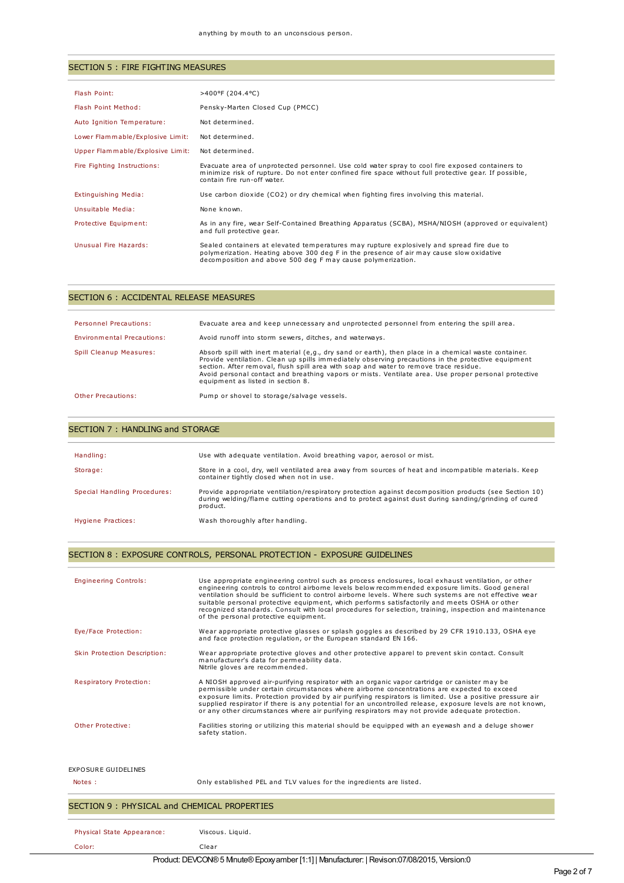anything by mouth to an unconscious person.

## SECTION 5 : FIRE FIGHTING MEASURES

| | |
|---|---|
| Flash Point: | >400°F (204.4°C) |
| Flash Point Method: | Pensky-Marten Closed Cup (PMCC) |
| Auto Ignition Temperature: | Not determined. |
| Lower Flammable/Explosive Limit: | Not determined. |
| Upper Flammable/Explosive Limit: | Not determined. |
| Fire Fighting Instructions: | Evacuate area of unprotected personnel. Use cold water spray to cool fire exposed containers to minimize risk of rupture. Do not enter confined fire space without full protective gear. If possible, contain fire run-off water. |
| Extinguishing Media: | Use carbon dioxide ($CO_2$) or dry chemical when fighting fires involving this material. |
| Unsuitable Media: | None known. |
| Protective Equipment: | As in any fire, wear Self-Contained Breathing Apparatus (SCBA), MSHA/NIOSH (approved or equivalent) and full protective gear. |
| Unusual Fire Hazards: | Sealed containers at elevated temperatures may rupture explosively and spread fire due to polymerization. Heating above 300 deg F in the presence of air may cause slow oxidative decomposition and above 500 deg F may cause polymerization. |

## SECTION 6 : ACCIDENTAL RELEASE MEASURES

| | |
|---|---|
| Personnel Precautions: | Evacuate area and keep unnecessary and unprotected personnel from entering the spill area. |
| Environmental Precautions: | Avoid runoff into storm sewers, ditches, and waterways. |
| Spill Cleanup Measures: | Absorb spill with inert material (e,g., dry sand or earth), then place in a chemical waste container. Provide ventilation. Clean up spills immediately observing precautions in the protective equipment section. After removal, flush spill area with soap and water to remove trace residue. Avoid personal contact and breathing vapors or mists. Ventilate area. Use proper personal protective equipment as listed in section 8. |
| Other Precautions: | Pump or shovel to storage/salvage vessels. |

## SECTION 7 : HANDLING and STORAGE

| | |
|---|---|
| Handling: | Use with adequate ventilation. Avoid breathing vapor, aerosol or mist. |
| Storage: | Store in a cool, dry, well ventilated area away from sources of heat and incompatible materials. Keep container tightly closed when not in use. |
| Special Handling Procedures: | Provide appropriate ventilation/respiratory protection against decomposition products (see Section 10) during welding/flame cutting operations and to protect against dust during sanding/grinding of cured product. |
| Hygiene Practices: | Wash thoroughly after handling. |

## SECTION 8 : EXPOSURE CONTROLS, PERSONAL PROTECTION - EXPOSURE GUIDELINES

| | |
|---|---|
| Engineering Controls: | Use appropriate engineering control such as process enclosures, local exhaust ventilation, or other engineering controls to control airborne levels below recommended exposure limits. Good general ventilation should be sufficient to control airborne levels. Where such systems are not effective wear suitable personal protective equipment, which performs satisfactorily and meets OSHA or other recognized standards. Consult with local procedures for selection, training, inspection and maintenance of the personal protective equipment. |
| Eye/Face Protection: | Wear appropriate protective glasses or splash goggles as described by 29 CFR 1910.133, OSHA eye and face protection regulation, or the European standard EN 166. |
| Skin Protection Description: | Wear appropriate protective gloves and other protective apparel to prevent skin contact. Consult manufacturer's data for permeability data. Nitrile gloves are recommended. |
| Respiratory Protection: | A NIOSH approved air-purifying respirator with an organic vapor cartridge or canister may be permissible under certain circumstances where airborne concentrations are expected to exceed exposure limits. Protection provided by air purifying respirators is limited. Use a positive pressure air supplied respirator if there is any potential for an uncontrolled release, exposure levels are not known, or any other circumstances where air purifying respirators may not provide adequate protection. |
| Other Protective: | Facilities storing or utilizing this material should be equipped with an eyewash and a deluge shower safety station. |

EXPOSURE GUIDELINES

| | |
|---|---|
| Notes : | Only established PEL and TLV values for the ingredients are listed. |

## SECTION 9 : PHYSICAL and CHEMICAL PROPERTIES

| | |
|---|---|
| Physical State Appearance: | Viscous. Liquid. |
| Color: | Clear |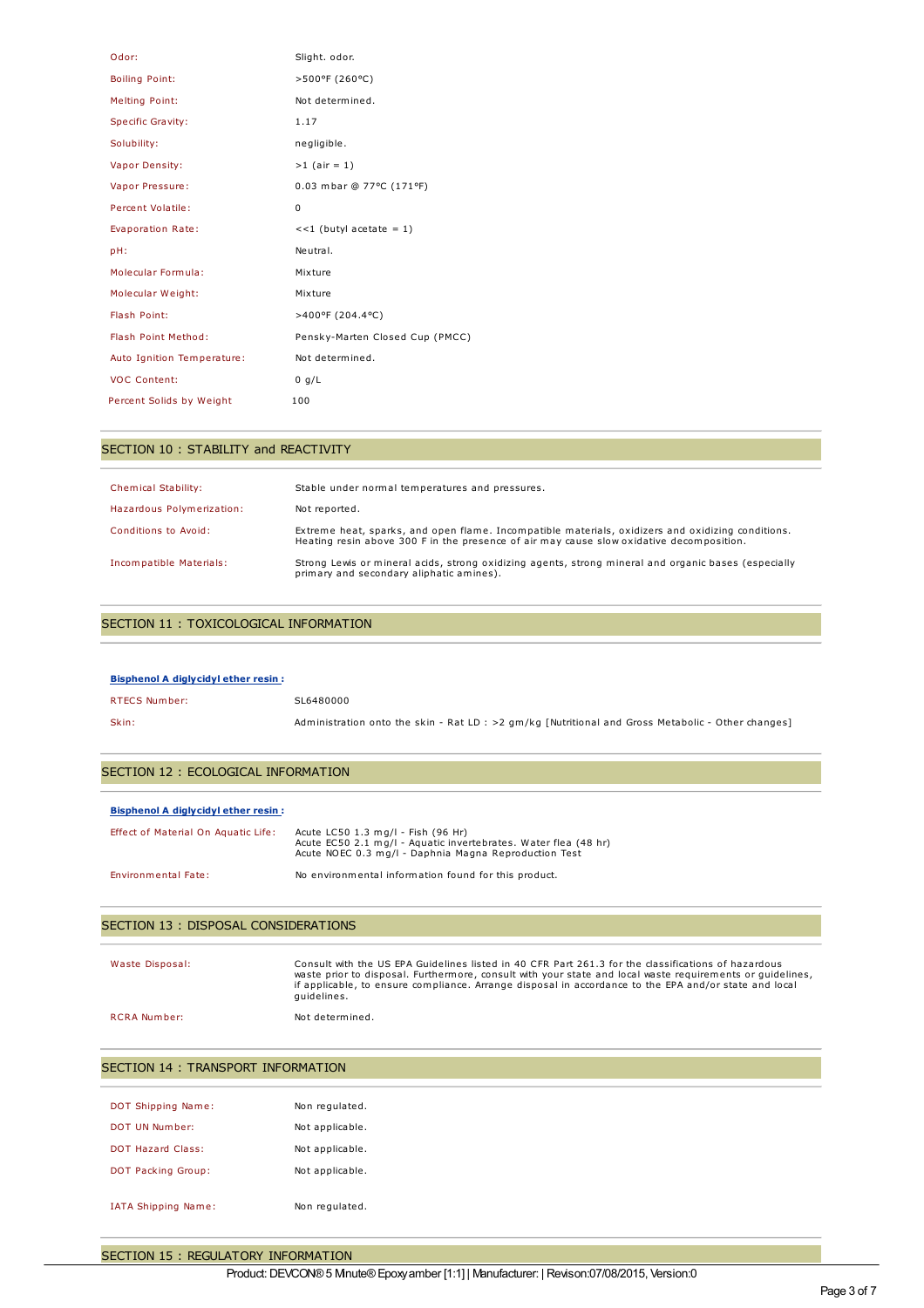| | |
|---|---|
| Odor: | Slight. odor. |
| Boiling Point: | >500°F (260°C) |
| Melting Point: | Not determined. |
| Specific Gravity: | 1.17 |
| Solubility: | negligible. |
| Vapor Density: | >1 (air = 1) |
| Vapor Pressure: | 0.03 mbar @ 77°C (171°F) |
| Percent Volatile: | 0 |
| Evaporation Rate: | <<1 (butyl acetate = 1) |
| pH: | Neutral. |
| Molecular Formula: | Mixture |
| Molecular Weight: | Mixture |
| Flash Point: | >400°F (204.4°C) |
| Flash Point Method: | Pensky-Marten Closed Cup (PMCC) |
| Auto Ignition Temperature: | Not determined. |
| VOC Content: | 0 g/L |
| Percent Solids by Weight | 100 |

## SECTION 10 : STABILITY and REACTIVITY

| | |
|---|---|
| Chemical Stability: | Stable under normal temperatures and pressures. |
| Hazardous Polymerization: | Not reported. |
| Conditions to Avoid: | Extreme heat, sparks, and open flame. Incompatible materials, oxidizers and oxidizing conditions. Heating resin above 300 F in the presence of air may cause slow oxidative decomposition. |
| Incompatible Materials: | Strong Lewis or mineral acids, strong oxidizing agents, strong mineral and organic bases (especially primary and secondary aliphatic amines). |

## SECTION 11 : TOXICOLOGICAL INFORMATION

**Bisphenol A diglycidyl ether resin :**

| | |
|---|---|
| RTECS Number: | SL6480000 |
| Skin: | Administration onto the skin - Rat LD : >2 gm/kg [Nutritional and Gross Metabolic - Other changes] |

## SECTION 12 : ECOLOGICAL INFORMATION

**Bisphenol A diglycidyl ether resin :**

| | |
|---|---|
| Effect of Material On Aquatic Life: | Acute LC50 1.3 mg/l - Fish (96 Hr)<br>Acute EC50 2.1 mg/l - Aquatic invertebrates. Water flea (48 hr)<br>Acute NOEC 0.3 mg/l - Daphnia Magna Reproduction Test |
| Environmental Fate: | No environmental information found for this product. |

## SECTION 13 : DISPOSAL CONSIDERATIONS

| | |
|---|---|
| Waste Disposal: | Consult with the US EPA Guidelines listed in 40 CFR Part 261.3 for the classifications of hazardous waste prior to disposal. Furthermore, consult with your state and local waste requirements or guidelines, if applicable, to ensure compliance. Arrange disposal in accordance to the EPA and/or state and local guidelines. |
| RCRA Number: | Not determined. |

## SECTION 14 : TRANSPORT INFORMATION

| | |
|---|---|
| DOT Shipping Name: | Non regulated. |
| DOT UN Number: | Not applicable. |
| DOT Hazard Class: | Not applicable. |
| DOT Packing Group: | Not applicable. |
| IATA Shipping Name: | Non regulated. |

## SECTION 15 : REGULATORY INFORMATION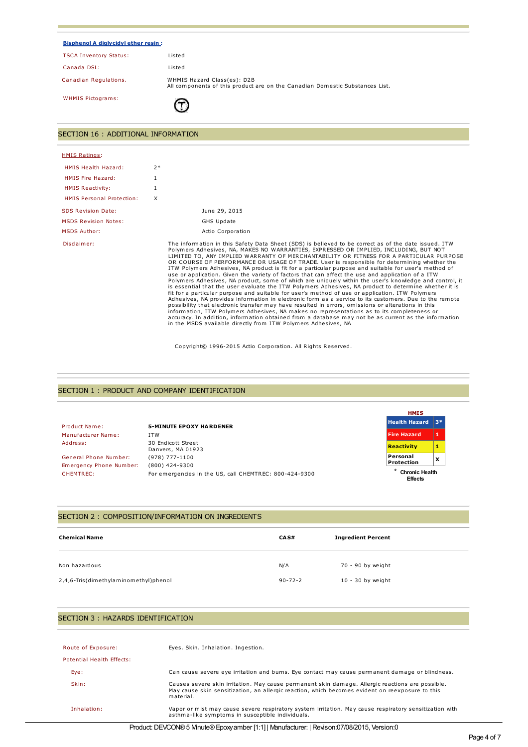**Bisphenol A diglycidyl ether resin :**

| | |
|---|---|
| TSCA Inventory Status: | Listed |
| Canada DSL: | Listed |
| Canadian Regulations. | WHMIS Hazard Class(es): D2B<br>All components of this product are on the Canadian Domestic Substances List. |
| WHMIS Pictograms: | |

## SECTION 16 : ADDITIONAL INFORMATION

HMIS Ratings:

| | |
|---|---|
| HMIS Health Hazard: | 2* |
| HMIS Fire Hazard: | 1 |
| HMIS Reactivity: | 1 |
| HMIS Personal Protection: | X |

| | |
|---|---|
| SDS Revision Date: | June 29, 2015 |
| MSDS Revision Notes: | GHS Update |
| MSDS Author: | Actio Corporation |

Disclaimer: The information in this Safety Data Sheet (SDS) is believed to be correct as of the date issued. ITW Polymers Adhesives, NA, MAKES NO WARRANTIES, EXPRESSED OR IMPLIED, INCLUDING, BUT NOT LIMITED TO, ANY IMPLIED WARRANTY OF MERCHANTABILITY OR FITNESS FOR A PARTICULAR PURPOSE OR COURSE OF PERFORMANCE OR USAGE OF TRADE. User is responsible for determining whether the ITW Polymers Adhesives, NA product is fit for a particular purpose and suitable for user's method of use or application. Given the variety of factors that can affect the use and application of a ITW Polymers Adhesives, NA product, some of which are uniquely within the user's knowledge and control, it is essential that the user evaluate the ITW Polymers Adhesives, NA product to determine whether it is fit for a particular purpose and suitable for user's method of use or application. ITW Polymers Adhesives, NA provides information in electronic form as a service to its customers. Due to the remote possibility that electronic transfer may have resulted in errors, omissions or alterations in this information, ITW Polymers Adhesives, NA makes no representations as to its completeness or accuracy. In addition, information obtained from a database may not be as current as the information in the MSDS available directly from ITW Polymers Adhesives, NA

Copyright© 1996-2015 Actio Corporation. All Rights Reserved.

## SECTION 1 : PRODUCT AND COMPANY IDENTIFICATION

| | |
|---|---|
| Product Name: | **5-MINUTE EPOXY HARDENER** |
| Manufacturer Name: | ITW |
| Address: | 30 Endicott Street<br>Danvers, MA 01923 |
| General Phone Number: | (978) 777-1100 |
| Emergency Phone Number: | (800) 424-9300 |
| CHEMTREC: | For emergencies in the US, call CHEMTREC: 800-424-9300 |

**HMIS**

| | |
|---|---|
| Health Hazard | 3* |
| Fire Hazard | 1 |
| Reactivity | 1 |
| Personal Protection | X |

\* Chronic Health Effects

## SECTION 2 : COMPOSITION/INFORMATION ON INGREDIENTS

| Chemical Name | CAS# | Ingredient Percent |
|---|---|---|
| Non hazardous | N/A | 70 - 90 by weight |
| 2,4,6-Tris(dimethylaminomethyl)phenol | 90-72-2 | 10 - 30 by weight |

## SECTION 3 : HAZARDS IDENTIFICATION

| | |
|---|---|
| Route of Exposure: | Eyes. Skin. Inhalation. Ingestion. |
| Potential Health Effects: | |
| Eye: | Can cause severe eye irritation and burns. Eye contact may cause permanent damage or blindness. |
| Skin: | Causes severe skin irritation. May cause permanent skin damage. Allergic reactions are possible. May cause skin sensitization, an allergic reaction, which becomes evident on reexposure to this material. |
| Inhalation: | Vapor or mist may cause severe respiratory system irritation. May cause respiratory sensitization with asthma-like symptoms in susceptible individuals. |

Product: DEVCON® 5 Minute® Epoxy amber [1:1] | Manufacturer: | Revison:07/08/2015, Version:0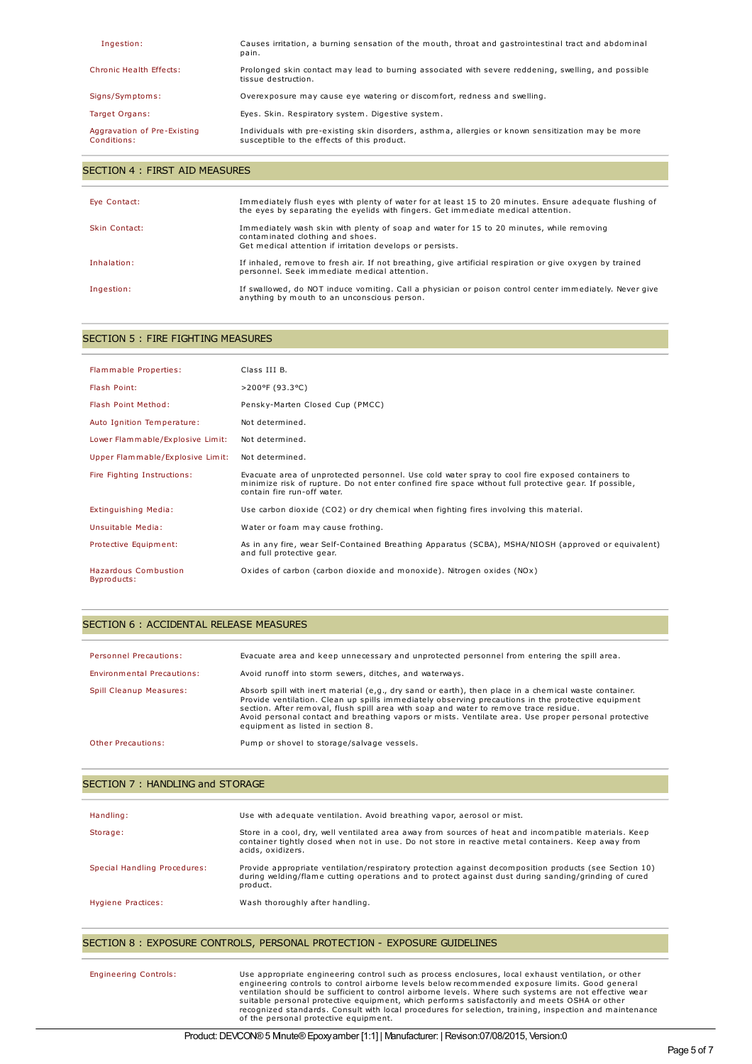| | |
|---|---|
| Ingestion: | Causes irritation, a burning sensation of the mouth, throat and gastrointestinal tract and abdominal pain. |
| Chronic Health Effects: | Prolonged skin contact may lead to burning associated with severe reddening, swelling, and possible tissue destruction. |
| Signs/Symptoms: | Overexposure may cause eye watering or discomfort, redness and swelling. |
| Target Organs: | Eyes. Skin. Respiratory system. Digestive system. |
| Aggravation of Pre-Existing Conditions: | Individuals with pre-existing skin disorders, asthma, allergies or known sensitization may be more susceptible to the effects of this product. |

## SECTION 4 : FIRST AID MEASURES

| | |
|---|---|
| Eye Contact: | Immediately flush eyes with plenty of water for at least 15 to 20 minutes. Ensure adequate flushing of the eyes by separating the eyelids with fingers. Get immediate medical attention. |
| Skin Contact: | Immediately wash skin with plenty of soap and water for 15 to 20 minutes, while removing contaminated clothing and shoes. Get medical attention if irritation develops or persists. |
| Inhalation: | If inhaled, remove to fresh air. If not breathing, give artificial respiration or give oxygen by trained personnel. Seek immediate medical attention. |
| Ingestion: | If swallowed, do NOT induce vomiting. Call a physician or poison control center immediately. Never give anything by mouth to an unconscious person. |

## SECTION 5 : FIRE FIGHTING MEASURES

| | |
|---|---|
| Flammable Properties: | Class III B. |
| Flash Point: | >200°F (93.3°C) |
| Flash Point Method: | Pensky-Marten Closed Cup (PMCC) |
| Auto Ignition Temperature: | Not determined. |
| Lower Flammable/Explosive Limit: | Not determined. |
| Upper Flammable/Explosive Limit: | Not determined. |
| Fire Fighting Instructions: | Evacuate area of unprotected personnel. Use cold water spray to cool fire exposed containers to minimize risk of rupture. Do not enter confined fire space without full protective gear. If possible, contain fire run-off water. |
| Extinguishing Media: | Use carbon dioxide ($CO_2$) or dry chemical when fighting fires involving this material. |
| Unsuitable Media: | Water or foam may cause frothing. |
| Protective Equipment: | As in any fire, wear Self-Contained Breathing Apparatus (SCBA), MSHA/NIOSH (approved or equivalent) and full protective gear. |
| Hazardous Combustion Byproducts: | Oxides of carbon (carbon dioxide and monoxide). Nitrogen oxides ($NO_x$) |

## SECTION 6 : ACCIDENTAL RELEASE MEASURES

| | |
|---|---|
| Personnel Precautions: | Evacuate area and keep unnecessary and unprotected personnel from entering the spill area. |
| Environmental Precautions: | Avoid runoff into storm sewers, ditches, and waterways. |
| Spill Cleanup Measures: | Absorb spill with inert material (e,g., dry sand or earth), then place in a chemical waste container. Provide ventilation. Clean up spills immediately observing precautions in the protective equipment section. After removal, flush spill area with soap and water to remove trace residue. Avoid personal contact and breathing vapors or mists. Ventilate area. Use proper personal protective equipment as listed in section 8. |
| Other Precautions: | Pump or shovel to storage/salvage vessels. |

## SECTION 7 : HANDLING and STORAGE

| | |
|---|---|
| Handling: | Use with adequate ventilation. Avoid breathing vapor, aerosol or mist. |
| Storage: | Store in a cool, dry, well ventilated area away from sources of heat and incompatible materials. Keep container tightly closed when not in use. Do not store in reactive metal containers. Keep away from acids, oxidizers. |
| Special Handling Procedures: | Provide appropriate ventilation/respiratory protection against decomposition products (see Section 10) during welding/flame cutting operations and to protect against dust during sanding/grinding of cured product. |
| Hygiene Practices: | Wash thoroughly after handling. |

## SECTION 8 : EXPOSURE CONTROLS, PERSONAL PROTECTION - EXPOSURE GUIDELINES

| | |
|---|---|
| Engineering Controls: | Use appropriate engineering control such as process enclosures, local exhaust ventilation, or other engineering controls to control airborne levels below recommended exposure limits. Good general ventilation should be sufficient to control airborne levels. Where such systems are not effective wear suitable personal protective equipment, which performs satisfactorily and meets OSHA or other recognized standards. Consult with local procedures for selection, training, inspection and maintenance of the personal protective equipment. |

Product: DEVCON® 5 Minute® Epoxy amber [1:1] | Manufacturer: | Revison:07/08/2015, Version:0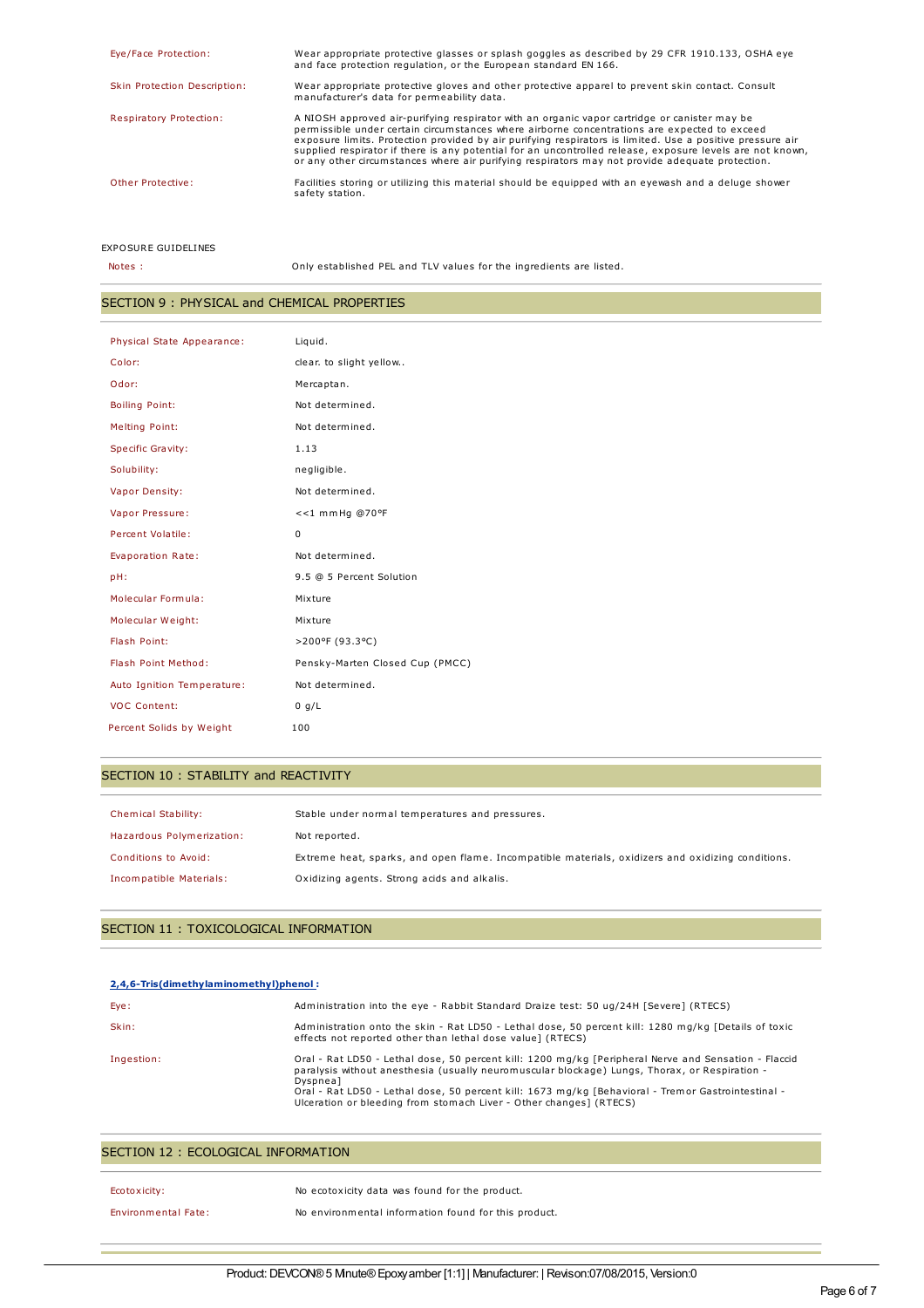| | |
|---|---|
| Eye/Face Protection: | Wear appropriate protective glasses or splash goggles as described by 29 CFR 1910.133, OSHA eye and face protection regulation, or the European standard EN 166. |
| Skin Protection Description: | Wear appropriate protective gloves and other protective apparel to prevent skin contact. Consult manufacturer's data for permeability data. |
| Respiratory Protection: | A NIOSH approved air-purifying respirator with an organic vapor cartridge or canister may be permissible under certain circumstances where airborne concentrations are expected to exceed exposure limits. Protection provided by air purifying respirators is limited. Use a positive pressure air supplied respirator if there is any potential for an uncontrolled release, exposure levels are not known, or any other circumstances where air purifying respirators may not provide adequate protection. |
| Other Protective: | Facilities storing or utilizing this material should be equipped with an eyewash and a deluge shower safety station. |

EXPOSURE GUIDELINES

| | |
|---|---|
| Notes : | Only established PEL and TLV values for the ingredients are listed. |

## SECTION 9 : PHYSICAL and CHEMICAL PROPERTIES

| | |
|---|---|
| Physical State Appearance: | Liquid. |
| Color: | clear. to slight yellow.. |
| Odor: | Mercaptan. |
| Boiling Point: | Not determined. |
| Melting Point: | Not determined. |
| Specific Gravity: | 1.13 |
| Solubility: | negligible. |
| Vapor Density: | Not determined. |
| Vapor Pressure: | <<1 mmHg @70°F |
| Percent Volatile: | 0 |
| Evaporation Rate: | Not determined. |
| pH: | 9.5 @ 5 Percent Solution |
| Molecular Formula: | Mixture |
| Molecular Weight: | Mixture |
| Flash Point: | >200°F (93.3°C) |
| Flash Point Method: | Pensky-Marten Closed Cup (PMCC) |
| Auto Ignition Temperature: | Not determined. |
| VOC Content: | 0 g/L |
| Percent Solids by Weight | 100 |

## SECTION 10 : STABILITY and REACTIVITY

| | |
|---|---|
| Chemical Stability: | Stable under normal temperatures and pressures. |
| Hazardous Polymerization: | Not reported. |
| Conditions to Avoid: | Extreme heat, sparks, and open flame. Incompatible materials, oxidizers and oxidizing conditions. |
| Incompatible Materials: | Oxidizing agents. Strong acids and alkalis. |

## SECTION 11 : TOXICOLOGICAL INFORMATION

**2,4,6-Tris(dimethylaminomethyl)phenol :**

| | |
|---|---|
| Eye: | Administration into the eye - Rabbit Standard Draize test: 50 ug/24H [Severe] (RTECS) |
| Skin: | Administration onto the skin - Rat LD50 - Lethal dose, 50 percent kill: 1280 mg/kg [Details of toxic effects not reported other than lethal dose value] (RTECS) |
| Ingestion: | Oral - Rat LD50 - Lethal dose, 50 percent kill: 1200 mg/kg [Peripheral Nerve and Sensation - Flaccid paralysis without anesthesia (usually neuromuscular blockage) Lungs, Thorax, or Respiration - Dyspnea]<br>Oral - Rat LD50 - Lethal dose, 50 percent kill: 1673 mg/kg [Behavioral - Tremor Gastrointestinal - Ulceration or bleeding from stomach Liver - Other changes] (RTECS) |

## SECTION 12 : ECOLOGICAL INFORMATION

| | |
|---|---|
| Ecotoxicity: | No ecotoxicity data was found for the product. |
| Environmental Fate: | No environmental information found for this product. |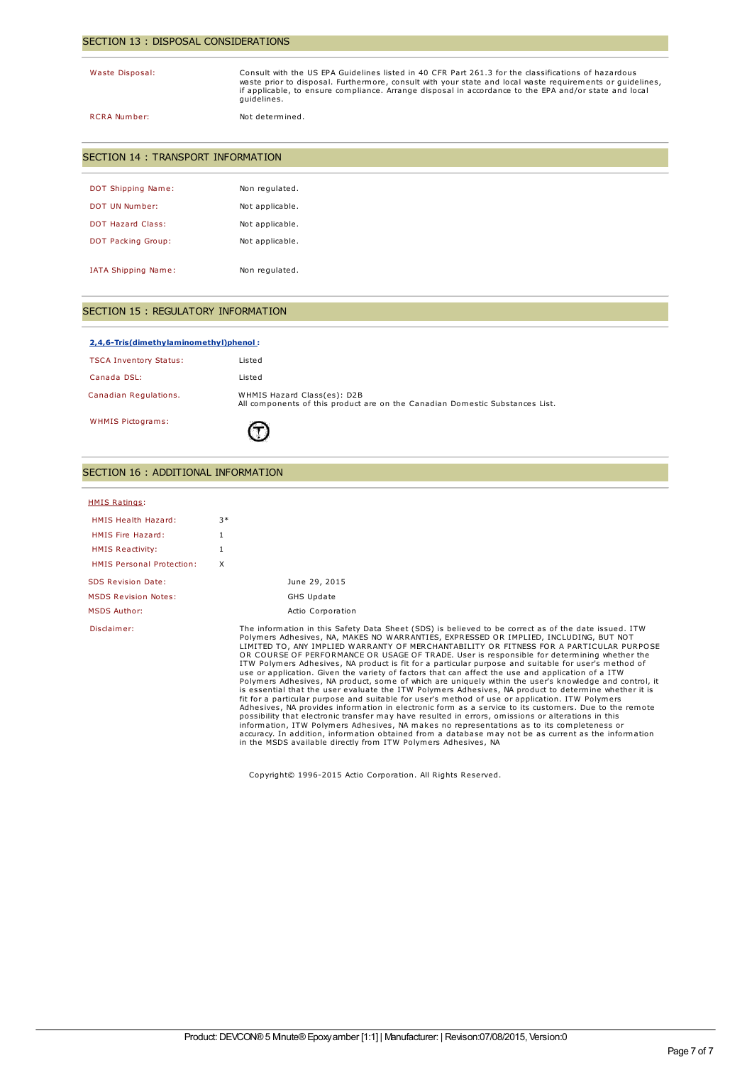## SECTION 13 : DISPOSAL CONSIDERATIONS

| | |
|---|---|
| Waste Disposal: | Consult with the US EPA Guidelines listed in 40 CFR Part 261.3 for the classifications of hazardous waste prior to disposal. Furthermore, consult with your state and local waste requirements or guidelines, if applicable, to ensure compliance. Arrange disposal in accordance to the EPA and/or state and local guidelines. |
| RCRA Number: | Not determined. |

## SECTION 14 : TRANSPORT INFORMATION

| | |
|---|---|
| DOT Shipping Name: | Non regulated. |
| DOT UN Number: | Not applicable. |
| DOT Hazard Class: | Not applicable. |
| DOT Packing Group: | Not applicable. |
| IATA Shipping Name: | Non regulated. |

## SECTION 15 : REGULATORY INFORMATION

**2,4,6-Tris(dimethylaminomethyl)phenol :**

| | |
|---|---|
| TSCA Inventory Status: | Listed |
| Canada DSL: | Listed |
| Canadian Regulations. | WHMIS Hazard Class(es): D2B<br>All components of this product are on the Canadian Domestic Substances List. |
| WHMIS Pictograms: | |

## SECTION 16 : ADDITIONAL INFORMATION

HMIS Ratings:

| | |
|---|---|
| HMIS Health Hazard: | 3* |
| HMIS Fire Hazard: | 1 |
| HMIS Reactivity: | 1 |
| HMIS Personal Protection: | X |

| | |
|---|---|
| SDS Revision Date: | June 29, 2015 |
| MSDS Revision Notes: | GHS Update |
| MSDS Author: | Actio Corporation |

Disclaimer: The information in this Safety Data Sheet (SDS) is believed to be correct as of the date issued. ITW Polymers Adhesives, NA, MAKES NO WARRANTIES, EXPRESSED OR IMPLIED, INCLUDING, BUT NOT LIMITED TO, ANY IMPLIED WARRANTY OF MERCHANTABILITY OR FITNESS FOR A PARTICULAR PURPOSE OR COURSE OF PERFORMANCE OR USAGE OF TRADE. User is responsible for determining whether the ITW Polymers Adhesives, NA product is fit for a particular purpose and suitable for user's method of use or application. Given the variety of factors that can affect the use and application of a ITW Polymers Adhesives, NA product, some of which are uniquely within the user's knowledge and control, it is essential that the user evaluate the ITW Polymers Adhesives, NA product to determine whether it is fit for a particular purpose and suitable for user's method of use or application. ITW Polymers Adhesives, NA provides information in electronic form as a service to its customers. Due to the remote possibility that electronic transfer may have resulted in errors, omissions or alterations in this information, ITW Polymers Adhesives, NA makes no representations as to its completeness or accuracy. In addition, information obtained from a database may not be as current as the information in the MSDS available directly from ITW Polymers Adhesives, NA

Copyright© 1996-2015 Actio Corporation. All Rights Reserved.